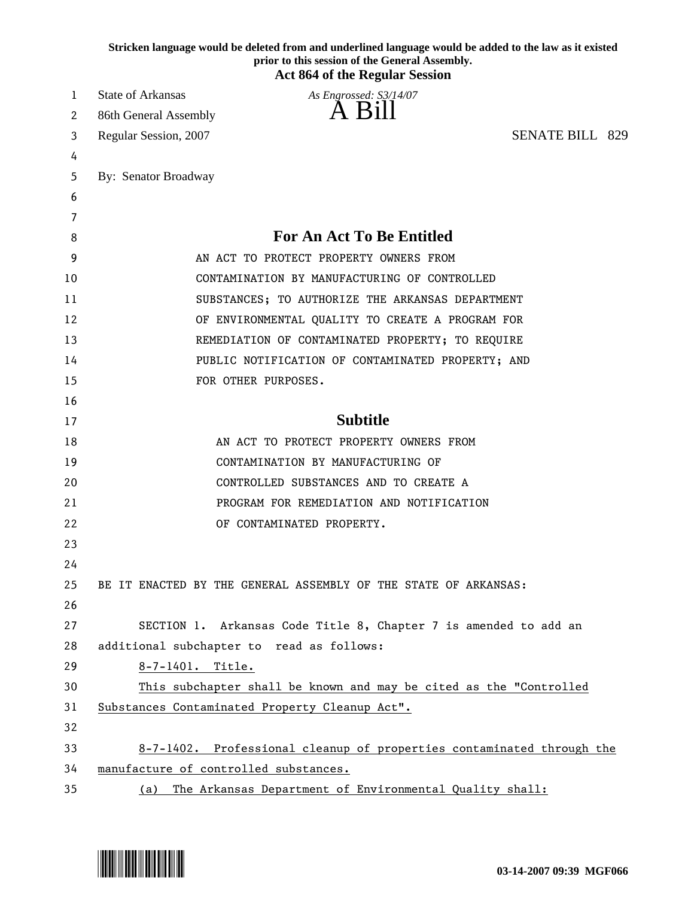**Stricken language would be deleted from and underlined language would be added to the law as it existed prior to this session of the General Assembly.**

**Act 864 of the Regular Session**

State of Arkansas

*As Engrossed: S3/14/07*

86th General Assembly

# A Bill

Regular Session, 2007

SENATE BILL 829

By: Senator Broadway

## For An Act To Be Entitled

AN ACT TO PROTECT PROPERTY OWNERS FROM CONTAMINATION BY MANUFACTURING OF CONTROLLED SUBSTANCES; TO AUTHORIZE THE ARKANSAS DEPARTMENT OF ENVIRONMENTAL QUALITY TO CREATE A PROGRAM FOR REMEDIATION OF CONTAMINATED PROPERTY; TO REQUIRE PUBLIC NOTIFICATION OF CONTAMINATED PROPERTY; AND FOR OTHER PURPOSES.

## Subtitle

AN ACT TO PROTECT PROPERTY OWNERS FROM CONTAMINATION BY MANUFACTURING OF CONTROLLED SUBSTANCES AND TO CREATE A PROGRAM FOR REMEDIATION AND NOTIFICATION OF CONTAMINATED PROPERTY.

BE IT ENACTED BY THE GENERAL ASSEMBLY OF THE STATE OF ARKANSAS:

SECTION 1. Arkansas Code Title 8, Chapter 7 is amended to add an additional subchapter to read as follows:

<u>8-7-1401. Title.</u>

<u>This subchapter shall be known and may be cited as the "Controlled Substances Contaminated Property Cleanup Act".</u>

<u>8-7-1402. Professional cleanup of properties contaminated through the manufacture of controlled substances.</u>

<u>(a) The Arkansas Department of Environmental Quality shall:</u>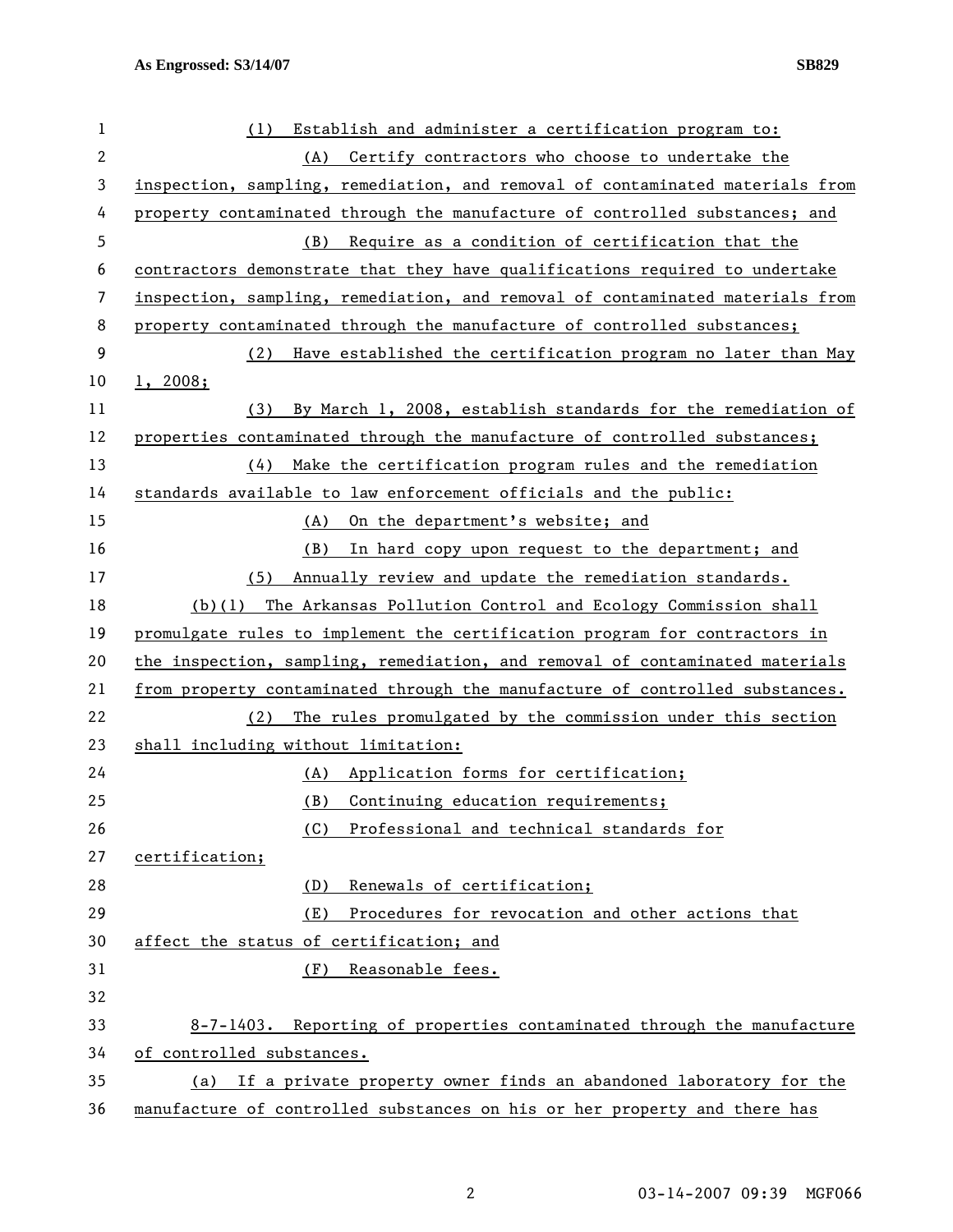(1) Establish and administer a certification program to:

(A) Certify contractors who choose to undertake the inspection, sampling, remediation, and removal of contaminated materials from property contaminated through the manufacture of controlled substances; and

(B) Require as a condition of certification that the contractors demonstrate that they have qualifications required to undertake inspection, sampling, remediation, and removal of contaminated materials from property contaminated through the manufacture of controlled substances;

(2) Have established the certification program no later than May 1, 2008;

(3) By March 1, 2008, establish standards for the remediation of properties contaminated through the manufacture of controlled substances;

(4) Make the certification program rules and the remediation standards available to law enforcement officials and the public:

(A) On the department's website; and

(B) In hard copy upon request to the department; and

(5) Annually review and update the remediation standards.

(b)(1) The Arkansas Pollution Control and Ecology Commission shall promulgate rules to implement the certification program for contractors in the inspection, sampling, remediation, and removal of contaminated materials from property contaminated through the manufacture of controlled substances.

(2) The rules promulgated by the commission under this section shall including without limitation:

(A) Application forms for certification;

(B) Continuing education requirements;

(C) Professional and technical standards for certification;

(D) Renewals of certification;

(E) Procedures for revocation and other actions that affect the status of certification; and

(F) Reasonable fees.

8-7-1403. Reporting of properties contaminated through the manufacture of controlled substances.

(a) If a private property owner finds an abandoned laboratory for the manufacture of controlled substances on his or her property and there has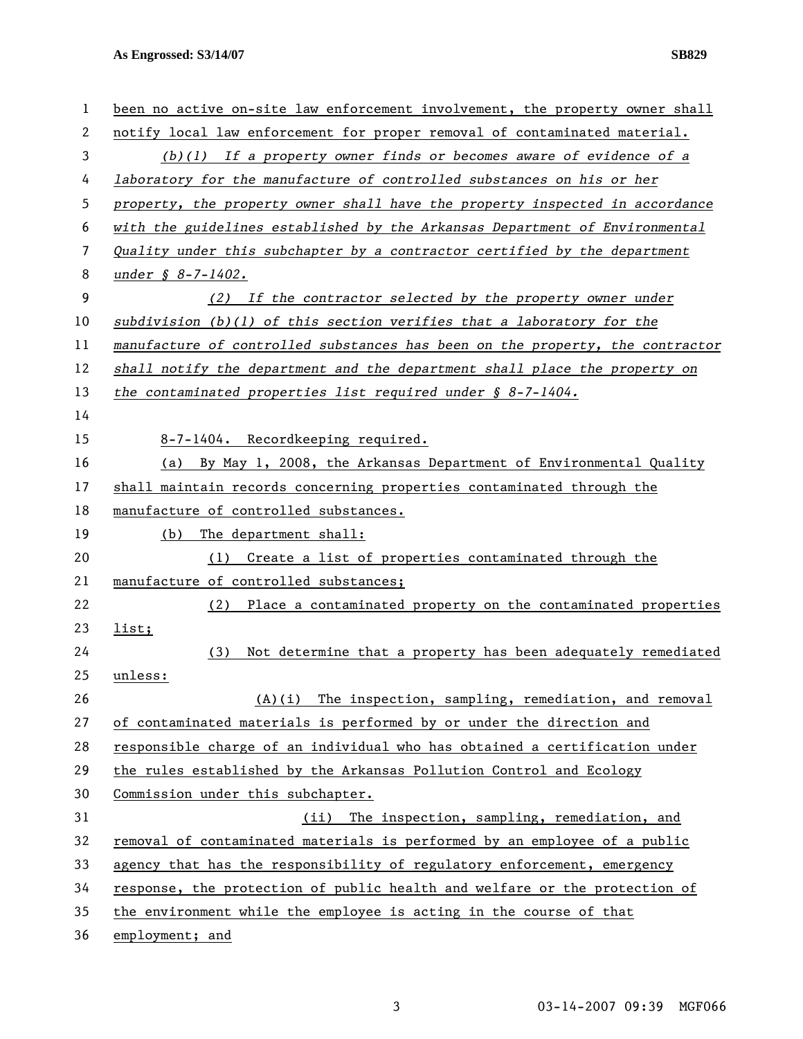been no active on-site law enforcement involvement, the property owner shall notify local law enforcement for proper removal of contaminated material.

*(b)(1) If a property owner finds or becomes aware of evidence of a laboratory for the manufacture of controlled substances on his or her property, the property owner shall have the property inspected in accordance with the guidelines established by the Arkansas Department of Environmental Quality under this subchapter by a contractor certified by the department under § 8-7-1402.*

*(2) If the contractor selected by the property owner under subdivision (b)(1) of this section verifies that a laboratory for the manufacture of controlled substances has been on the property, the contractor shall notify the department and the department shall place the property on the contaminated properties list required under § 8-7-1404.*

8-7-1404. Recordkeeping required.

(a) By May 1, 2008, the Arkansas Department of Environmental Quality shall maintain records concerning properties contaminated through the manufacture of controlled substances.

(b) The department shall:

(1) Create a list of properties contaminated through the manufacture of controlled substances;

(2) Place a contaminated property on the contaminated properties list;

(3) Not determine that a property has been adequately remediated unless:

(A)(i) The inspection, sampling, remediation, and removal of contaminated materials is performed by or under the direction and responsible charge of an individual who has obtained a certification under the rules established by the Arkansas Pollution Control and Ecology Commission under this subchapter.

(ii) The inspection, sampling, remediation, and removal of contaminated materials is performed by an employee of a public agency that has the responsibility of regulatory enforcement, emergency response, the protection of public health and welfare or the protection of the environment while the employee is acting in the course of that employment; and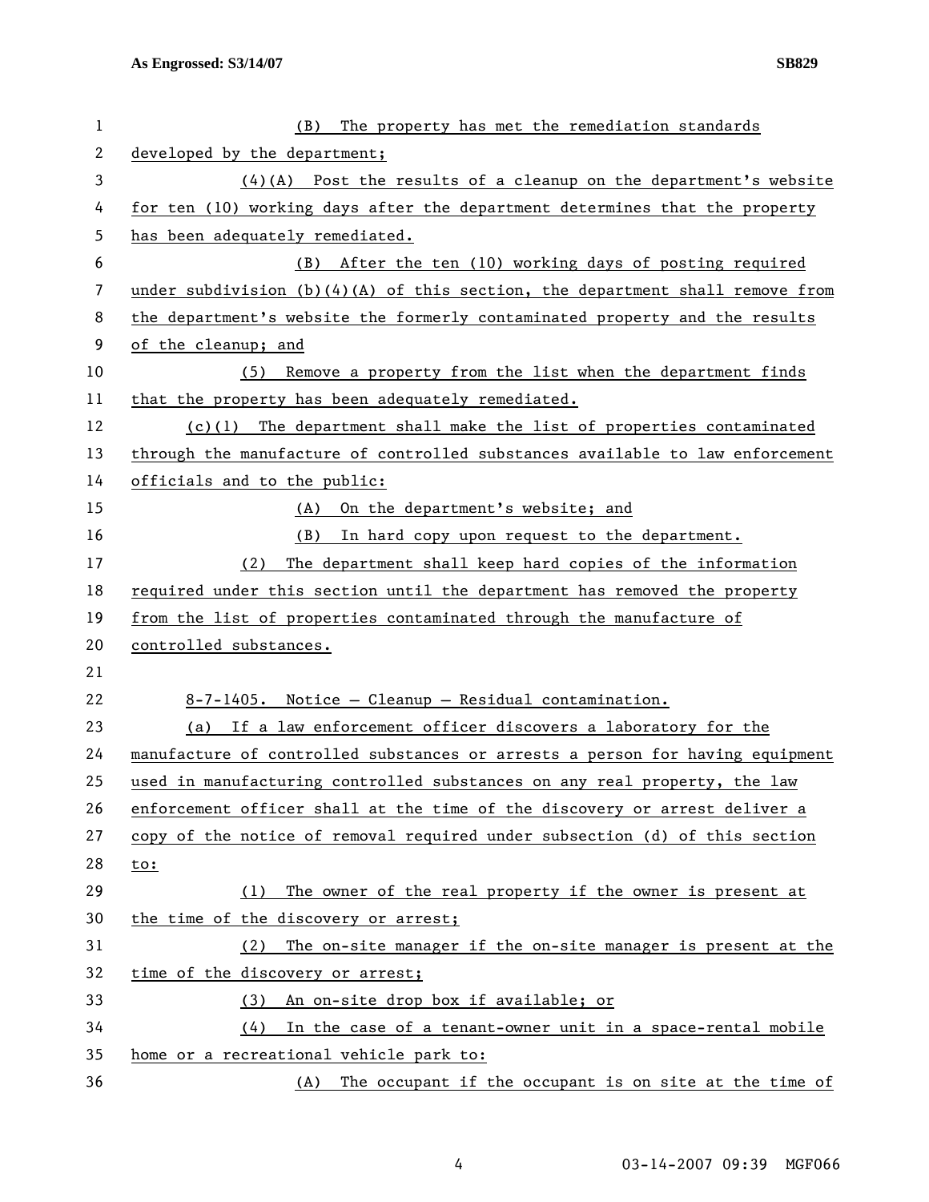(B) The property has met the remediation standards developed by the department;

(4)(A) Post the results of a cleanup on the department's website for ten (10) working days after the department determines that the property has been adequately remediated.

(B) After the ten (10) working days of posting required under subdivision (b)(4)(A) of this section, the department shall remove from the department's website the formerly contaminated property and the results of the cleanup; and

(5) Remove a property from the list when the department finds that the property has been adequately remediated.

(c)(1) The department shall make the list of properties contaminated through the manufacture of controlled substances available to law enforcement officials and to the public:

(A) On the department's website; and

(B) In hard copy upon request to the department.

(2) The department shall keep hard copies of the information required under this section until the department has removed the property from the list of properties contaminated through the manufacture of controlled substances.

8-7-1405. Notice – Cleanup – Residual contamination.

(a) If a law enforcement officer discovers a laboratory for the manufacture of controlled substances or arrests a person for having equipment used in manufacturing controlled substances on any real property, the law enforcement officer shall at the time of the discovery or arrest deliver a copy of the notice of removal required under subsection (d) of this section to:

(1) The owner of the real property if the owner is present at the time of the discovery or arrest;

(2) The on-site manager if the on-site manager is present at the time of the discovery or arrest;

(3) An on-site drop box if available; or

(4) In the case of a tenant-owner unit in a space-rental mobile home or a recreational vehicle park to:

(A) The occupant if the occupant is on site at the time of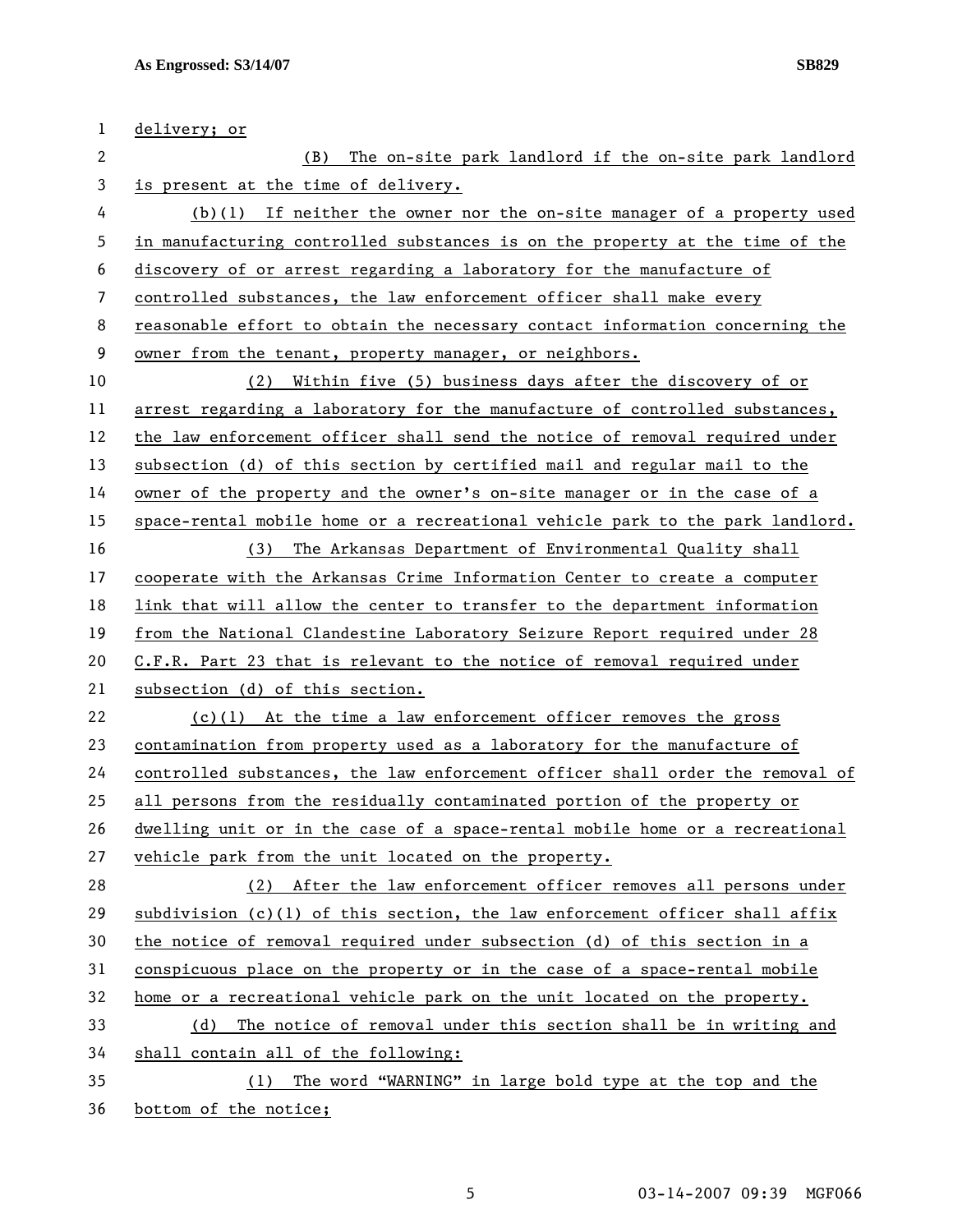delivery; or

(B) The on-site park landlord if the on-site park landlord is present at the time of delivery.

(b)(1) If neither the owner nor the on-site manager of a property used in manufacturing controlled substances is on the property at the time of the discovery of or arrest regarding a laboratory for the manufacture of controlled substances, the law enforcement officer shall make every reasonable effort to obtain the necessary contact information concerning the owner from the tenant, property manager, or neighbors.

(2) Within five (5) business days after the discovery of or arrest regarding a laboratory for the manufacture of controlled substances, the law enforcement officer shall send the notice of removal required under subsection (d) of this section by certified mail and regular mail to the owner of the property and the owner's on-site manager or in the case of a space-rental mobile home or a recreational vehicle park to the park landlord.

(3) The Arkansas Department of Environmental Quality shall cooperate with the Arkansas Crime Information Center to create a computer link that will allow the center to transfer to the department information from the National Clandestine Laboratory Seizure Report required under 28 C.F.R. Part 23 that is relevant to the notice of removal required under subsection (d) of this section.

(c)(1) At the time a law enforcement officer removes the gross contamination from property used as a laboratory for the manufacture of controlled substances, the law enforcement officer shall order the removal of all persons from the residually contaminated portion of the property or dwelling unit or in the case of a space-rental mobile home or a recreational vehicle park from the unit located on the property.

(2) After the law enforcement officer removes all persons under subdivision (c)(1) of this section, the law enforcement officer shall affix the notice of removal required under subsection (d) of this section in a conspicuous place on the property or in the case of a space-rental mobile home or a recreational vehicle park on the unit located on the property.

(d) The notice of removal under this section shall be in writing and shall contain all of the following:

(1) The word "WARNING" in large bold type at the top and the bottom of the notice;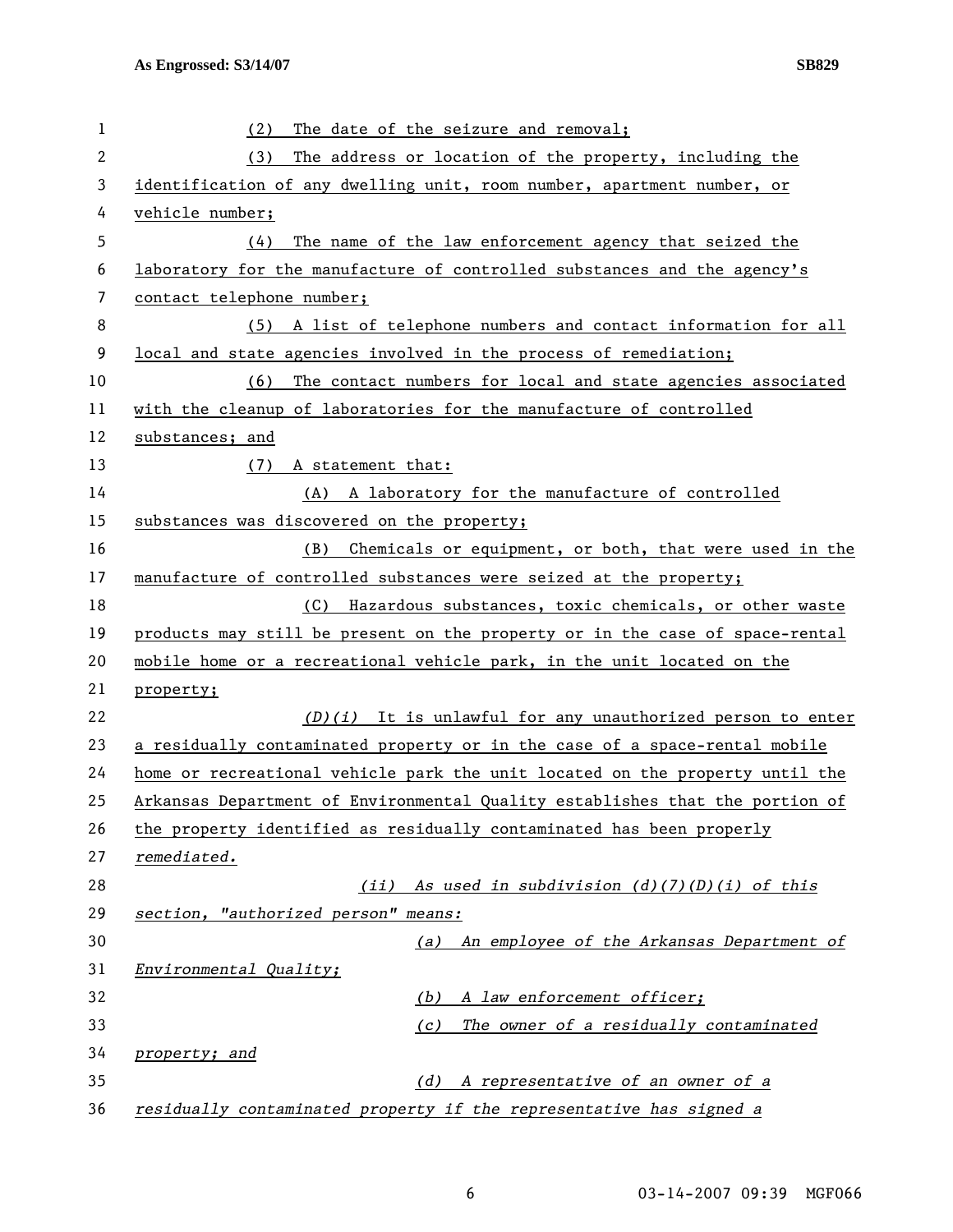(2) The date of the seizure and removal;

(3) The address or location of the property, including the identification of any dwelling unit, room number, apartment number, or vehicle number;

(4) The name of the law enforcement agency that seized the laboratory for the manufacture of controlled substances and the agency's contact telephone number;

(5) A list of telephone numbers and contact information for all local and state agencies involved in the process of remediation;

(6) The contact numbers for local and state agencies associated with the cleanup of laboratories for the manufacture of controlled substances; and

(7) A statement that:

(A) A laboratory for the manufacture of controlled substances was discovered on the property;

(B) Chemicals or equipment, or both, that were used in the manufacture of controlled substances were seized at the property;

(C) Hazardous substances, toxic chemicals, or other waste products may still be present on the property or in the case of space-rental mobile home or a recreational vehicle park, in the unit located on the property;

*(D)(i)* It is unlawful for any unauthorized person to enter a residually contaminated property or in the case of a space-rental mobile home or recreational vehicle park the unit located on the property until the Arkansas Department of Environmental Quality establishes that the portion of the property identified as residually contaminated has been properly *remediated.*

*(ii) As used in subdivision (d)(7)(D)(i) of this section, "authorized person" means:*

*(a) An employee of the Arkansas Department of Environmental Quality;*

*(b) A law enforcement officer;*

*(c) The owner of a residually contaminated property; and*

*(d) A representative of an owner of a residually contaminated property if the representative has signed a*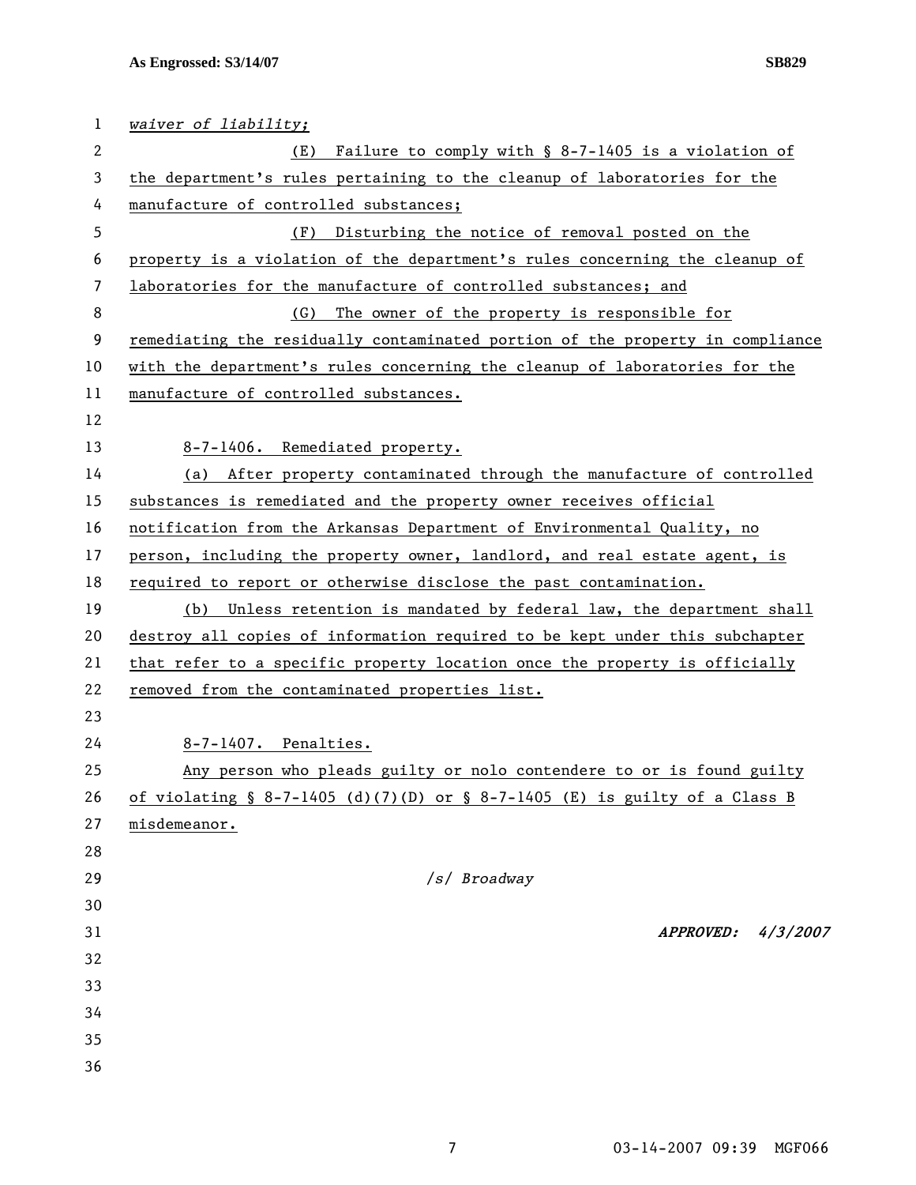*waiver of liability;*

(E) Failure to comply with § 8-7-1405 is a violation of the department's rules pertaining to the cleanup of laboratories for the manufacture of controlled substances;

(F) Disturbing the notice of removal posted on the property is a violation of the department's rules concerning the cleanup of laboratories for the manufacture of controlled substances; and

(G) The owner of the property is responsible for remediating the residually contaminated portion of the property in compliance with the department's rules concerning the cleanup of laboratories for the manufacture of controlled substances.

8-7-1406. Remediated property.

(a) After property contaminated through the manufacture of controlled substances is remediated and the property owner receives official notification from the Arkansas Department of Environmental Quality, no person, including the property owner, landlord, and real estate agent, is required to report or otherwise disclose the past contamination.

(b) Unless retention is mandated by federal law, the department shall destroy all copies of information required to be kept under this subchapter that refer to a specific property location once the property is officially removed from the contaminated properties list.

8-7-1407. Penalties.

Any person who pleads guilty or nolo contendere to or is found guilty of violating § 8-7-1405 (d)(7)(D) or § 8-7-1405 (E) is guilty of a Class B misdemeanor.

*/s/ Broadway*

***APPROVED: 4/3/2007***